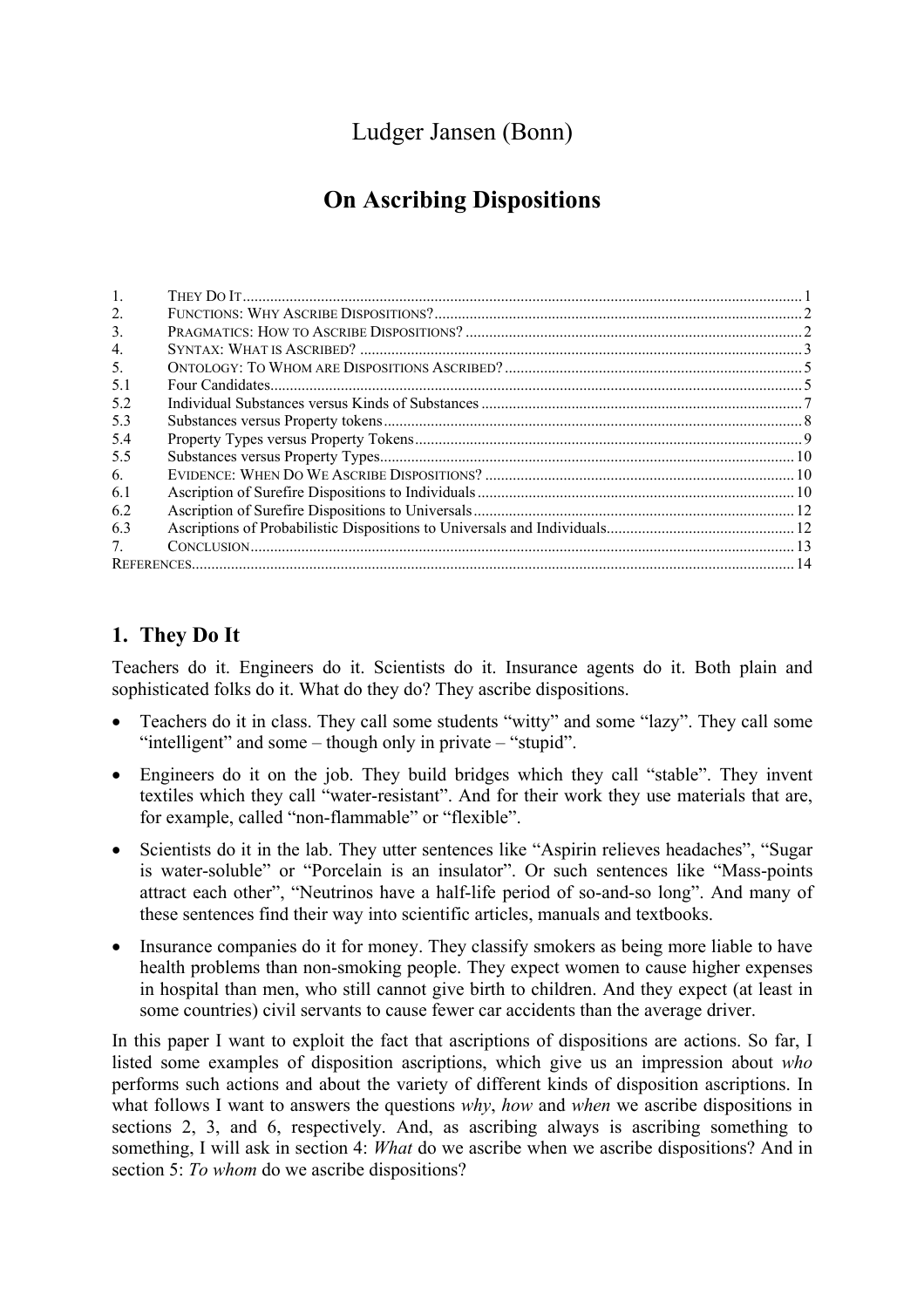Ludger Jansen (Bonn)

# On Ascribing Dispositions

| | | |
|---|---|---|
| 1. | THEY DO IT | 1 |
| 2. | FUNCTIONS: WHY ASCRIBE DISPOSITIONS? | 2 |
| 3. | PRAGMATICS: HOW TO ASCRIBE DISPOSITIONS? | 2 |
| 4. | SYNTAX: WHAT IS ASCRIBED? | 3 |
| 5. | ONTOLOGY: TO WHOM ARE DISPOSITIONS ASCRIBED? | 5 |
| 5.1 | Four Candidates | 5 |
| 5.2 | Individual Substances versus Kinds of Substances | 7 |
| 5.3 | Substances versus Property tokens | 8 |
| 5.4 | Property Types versus Property Tokens | 9 |
| 5.5 | Substances versus Property Types | 10 |
| 6. | EVIDENCE: WHEN DO WE ASCRIBE DISPOSITIONS? | 10 |
| 6.1 | Ascription of Surefire Dispositions to Individuals | 10 |
| 6.2 | Ascription of Surefire Dispositions to Universals | 12 |
| 6.3 | Ascriptions of Probabilistic Dispositions to Universals and Individuals | 12 |
| 7. | CONCLUSION | 13 |
| | REFERENCES | 14 |

## 1. They Do It

Teachers do it. Engineers do it. Scientists do it. Insurance agents do it. Both plain and sophisticated folks do it. What do they do? They ascribe dispositions.

- Teachers do it in class. They call some students "witty" and some "lazy". They call some "intelligent" and some – though only in private – "stupid".
- Engineers do it on the job. They build bridges which they call "stable". They invent textiles which they call "water-resistant". And for their work they use materials that are, for example, called "non-flammable" or "flexible".
- Scientists do it in the lab. They utter sentences like "Aspirin relieves headaches", "Sugar is water-soluble" or "Porcelain is an insulator". Or such sentences like "Mass-points attract each other", "Neutrinos have a half-life period of so-and-so long". And many of these sentences find their way into scientific articles, manuals and textbooks.
- Insurance companies do it for money. They classify smokers as being more liable to have health problems than non-smoking people. They expect women to cause higher expenses in hospital than men, who still cannot give birth to children. And they expect (at least in some countries) civil servants to cause fewer car accidents than the average driver.

In this paper I want to exploit the fact that ascriptions of dispositions are actions. So far, I listed some examples of disposition ascriptions, which give us an impression about *who* performs such actions and about the variety of different kinds of disposition ascriptions. In what follows I want to answers the questions *why*, *how* and *when* we ascribe dispositions in sections 2, 3, and 6, respectively. And, as ascribing always is ascribing something to something, I will ask in section 4: *What* do we ascribe when we ascribe dispositions? And in section 5: *To whom* do we ascribe dispositions?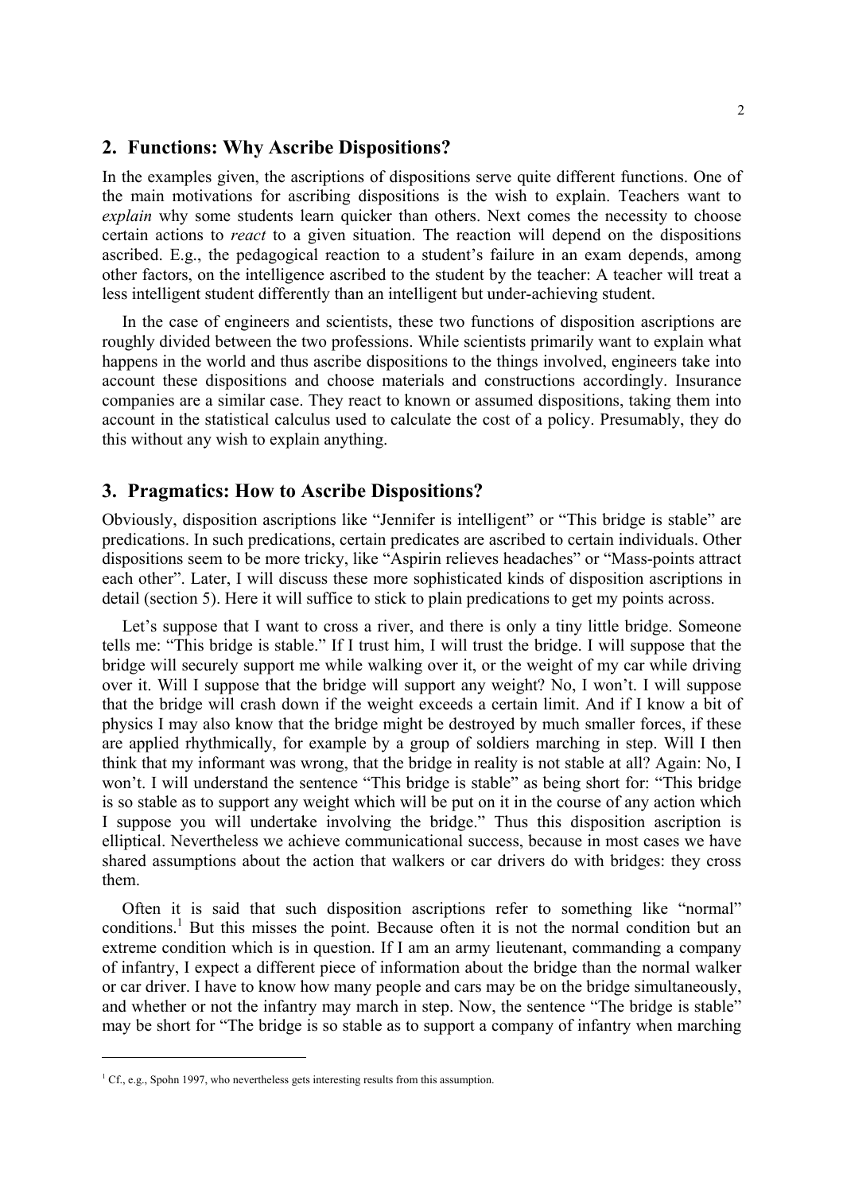## 2. Functions: Why Ascribe Dispositions?

In the examples given, the ascriptions of dispositions serve quite different functions. One of the main motivations for ascribing dispositions is the wish to explain. Teachers want to *explain* why some students learn quicker than others. Next comes the necessity to choose certain actions to *react* to a given situation. The reaction will depend on the dispositions ascribed. E.g., the pedagogical reaction to a student's failure in an exam depends, among other factors, on the intelligence ascribed to the student by the teacher: A teacher will treat a less intelligent student differently than an intelligent but under-achieving student.

In the case of engineers and scientists, these two functions of disposition ascriptions are roughly divided between the two professions. While scientists primarily want to explain what happens in the world and thus ascribe dispositions to the things involved, engineers take into account these dispositions and choose materials and constructions accordingly. Insurance companies are a similar case. They react to known or assumed dispositions, taking them into account in the statistical calculus used to calculate the cost of a policy. Presumably, they do this without any wish to explain anything.

## 3. Pragmatics: How to Ascribe Dispositions?

Obviously, disposition ascriptions like "Jennifer is intelligent" or "This bridge is stable" are predications. In such predications, certain predicates are ascribed to certain individuals. Other dispositions seem to be more tricky, like "Aspirin relieves headaches" or "Mass-points attract each other". Later, I will discuss these more sophisticated kinds of disposition ascriptions in detail (section 5). Here it will suffice to stick to plain predications to get my points across.

Let's suppose that I want to cross a river, and there is only a tiny little bridge. Someone tells me: "This bridge is stable." If I trust him, I will trust the bridge. I will suppose that the bridge will securely support me while walking over it, or the weight of my car while driving over it. Will I suppose that the bridge will support any weight? No, I won't. I will suppose that the bridge will crash down if the weight exceeds a certain limit. And if I know a bit of physics I may also know that the bridge might be destroyed by much smaller forces, if these are applied rhythmically, for example by a group of soldiers marching in step. Will I then think that my informant was wrong, that the bridge in reality is not stable at all? Again: No, I won't. I will understand the sentence "This bridge is stable" as being short for: "This bridge is so stable as to support any weight which will be put on it in the course of any action which I suppose you will undertake involving the bridge." Thus this disposition ascription is elliptical. Nevertheless we achieve communicational success, because in most cases we have shared assumptions about the action that walkers or car drivers do with bridges: they cross them.

Often it is said that such disposition ascriptions refer to something like "normal" conditions.[1] But this misses the point. Because often it is not the normal condition but an extreme condition which is in question. If I am an army lieutenant, commanding a company of infantry, I expect a different piece of information about the bridge than the normal walker or car driver. I have to know how many people and cars may be on the bridge simultaneously, and whether or not the infantry may march in step. Now, the sentence "The bridge is stable" may be short for "The bridge is so stable as to support a company of infantry when marching

[1] Cf., e.g., Spohn 1997, who nevertheless gets interesting results from this assumption.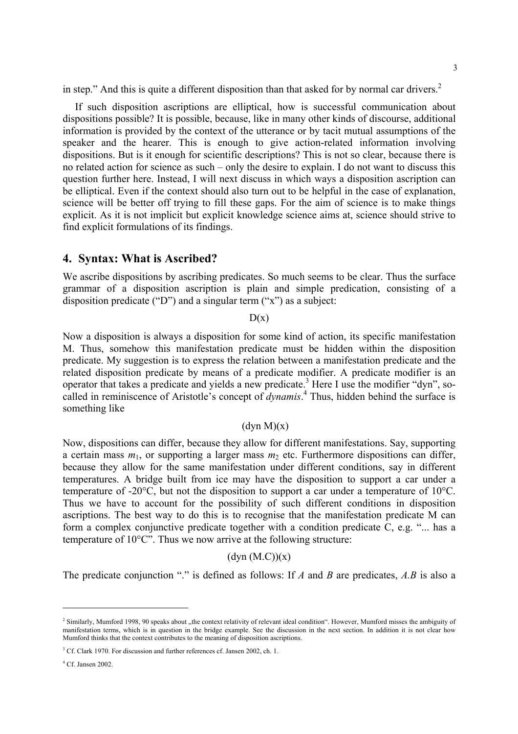in step." And this is quite a different disposition than that asked for by normal car drivers.[2]

If such disposition ascriptions are elliptical, how is successful communication about dispositions possible? It is possible, because, like in many other kinds of discourse, additional information is provided by the context of the utterance or by tacit mutual assumptions of the speaker and the hearer. This is enough to give action-related information involving dispositions. But is it enough for scientific descriptions? This is not so clear, because there is no related action for science as such – only the desire to explain. I do not want to discuss this question further here. Instead, I will next discuss in which ways a disposition ascription can be elliptical. Even if the context should also turn out to be helpful in the case of explanation, science will be better off trying to fill these gaps. For the aim of science is to make things explicit. As it is not implicit but explicit knowledge science aims at, science should strive to find explicit formulations of its findings.

## 4. Syntax: What is Ascribed?

We ascribe dispositions by ascribing predicates. So much seems to be clear. Thus the surface grammar of a disposition ascription is plain and simple predication, consisting of a disposition predicate ("D") and a singular term ("x") as a subject:

$$D(x)$$

Now a disposition is always a disposition for some kind of action, its specific manifestation M. Thus, somehow this manifestation predicate must be hidden within the disposition predicate. My suggestion is to express the relation between a manifestation predicate and the related disposition predicate by means of a predicate modifier. A predicate modifier is an operator that takes a predicate and yields a new predicate.[3] Here I use the modifier "dyn", so-called in reminiscence of Aristotle's concept of *dynamis*.[4] Thus, hidden behind the surface is something like

$$(\text{dyn } M)(x)$$

Now, dispositions can differ, because they allow for different manifestations. Say, supporting a certain mass $m_1$, or supporting a larger mass $m_2$ etc. Furthermore dispositions can differ, because they allow for the same manifestation under different conditions, say in different temperatures. A bridge built from ice may have the disposition to support a car under a temperature of -20°C, but not the disposition to support a car under a temperature of 10°C. Thus we have to account for the possibility of such different conditions in disposition ascriptions. The best way to do this is to recognise that the manifestation predicate M can form a complex conjunctive predicate together with a condition predicate C, e.g. "... has a temperature of 10°C". Thus we now arrive at the following structure:

$$(\text{dyn } (M.C))(x)$$

The predicate conjunction "." is defined as follows: If *A* and *B* are predicates, *A.B* is also a

---

[2] Similarly, Mumford 1998, 90 speaks about „the context relativity of relevant ideal condition". However, Mumford misses the ambiguity of manifestation terms, which is in question in the bridge example. See the discussion in the next section. In addition it is not clear how Mumford thinks that the context contributes to the meaning of disposition ascriptions.

[3] Cf. Clark 1970. For discussion and further references cf. Jansen 2002, ch. 1.

[4] Cf. Jansen 2002.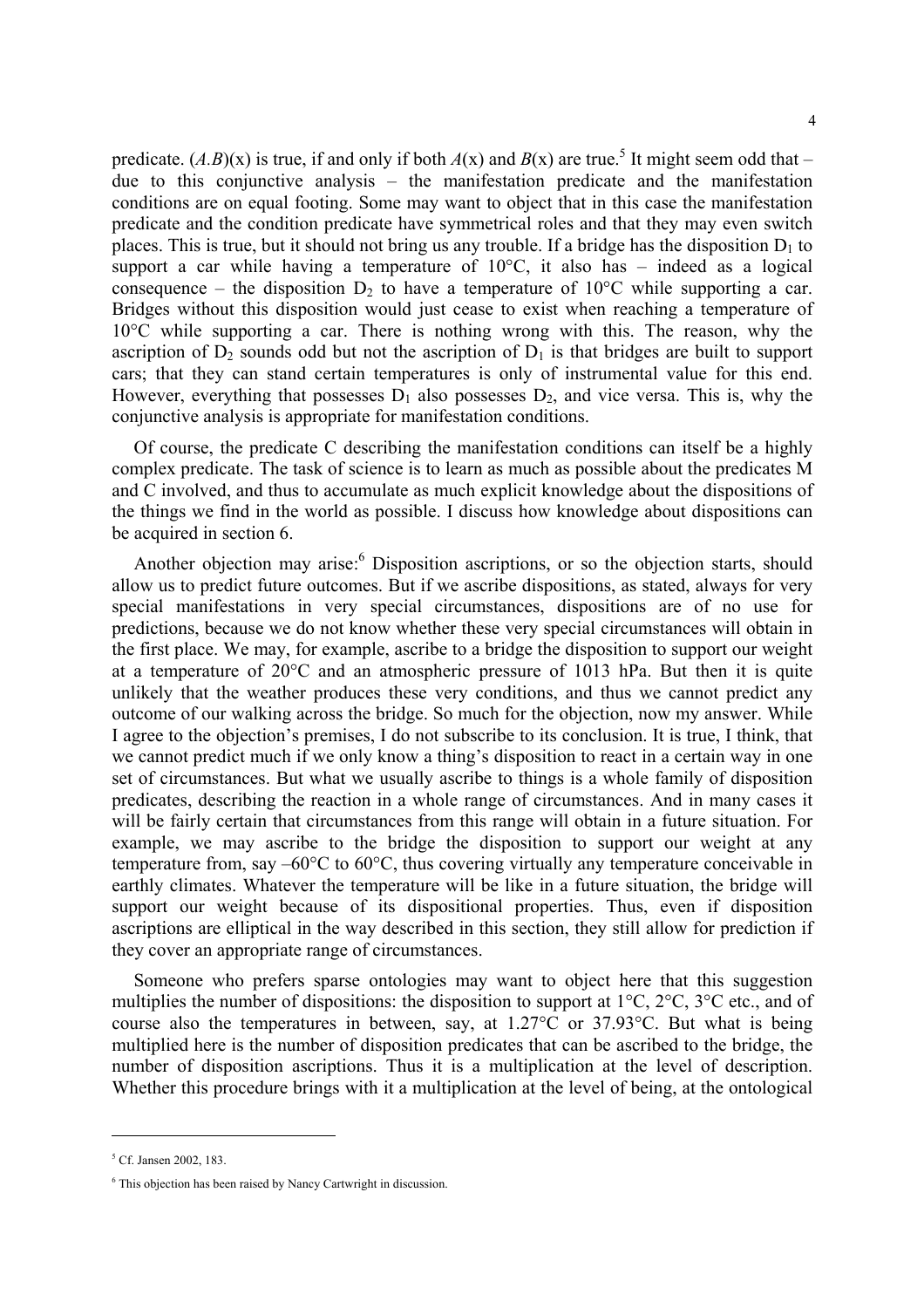predicate. $(A.B)(x)$ is true, if and only if both $A(x)$ and $B(x)$ are true.[5] It might seem odd that – due to this conjunctive analysis – the manifestation predicate and the manifestation conditions are on equal footing. Some may want to object that in this case the manifestation predicate and the condition predicate have symmetrical roles and that they may even switch places. This is true, but it should not bring us any trouble. If a bridge has the disposition $D_1$ to support a car while having a temperature of 10°C, it also has – indeed as a logical consequence – the disposition $D_2$ to have a temperature of 10°C while supporting a car. Bridges without this disposition would just cease to exist when reaching a temperature of 10°C while supporting a car. There is nothing wrong with this. The reason, why the ascription of $D_2$ sounds odd but not the ascription of $D_1$ is that bridges are built to support cars; that they can stand certain temperatures is only of instrumental value for this end. However, everything that possesses $D_1$ also possesses $D_2$, and vice versa. This is, why the conjunctive analysis is appropriate for manifestation conditions.

Of course, the predicate C describing the manifestation conditions can itself be a highly complex predicate. The task of science is to learn as much as possible about the predicates M and C involved, and thus to accumulate as much explicit knowledge about the dispositions of the things we find in the world as possible. I discuss how knowledge about dispositions can be acquired in section 6.

Another objection may arise:[6] Disposition ascriptions, or so the objection starts, should allow us to predict future outcomes. But if we ascribe dispositions, as stated, always for very special manifestations in very special circumstances, dispositions are of no use for predictions, because we do not know whether these very special circumstances will obtain in the first place. We may, for example, ascribe to a bridge the disposition to support our weight at a temperature of 20°C and an atmospheric pressure of 1013 hPa. But then it is quite unlikely that the weather produces these very conditions, and thus we cannot predict any outcome of our walking across the bridge. So much for the objection, now my answer. While I agree to the objection's premises, I do not subscribe to its conclusion. It is true, I think, that we cannot predict much if we only know a thing's disposition to react in a certain way in one set of circumstances. But what we usually ascribe to things is a whole family of disposition predicates, describing the reaction in a whole range of circumstances. And in many cases it will be fairly certain that circumstances from this range will obtain in a future situation. For example, we may ascribe to the bridge the disposition to support our weight at any temperature from, say –60°C to 60°C, thus covering virtually any temperature conceivable in earthly climates. Whatever the temperature will be like in a future situation, the bridge will support our weight because of its dispositional properties. Thus, even if disposition ascriptions are elliptical in the way described in this section, they still allow for prediction if they cover an appropriate range of circumstances.

Someone who prefers sparse ontologies may want to object here that this suggestion multiplies the number of dispositions: the disposition to support at 1°C, 2°C, 3°C etc., and of course also the temperatures in between, say, at 1.27°C or 37.93°C. But what is being multiplied here is the number of disposition predicates that can be ascribed to the bridge, the number of disposition ascriptions. Thus it is a multiplication at the level of description. Whether this procedure brings with it a multiplication at the level of being, at the ontological

[5] Cf. Jansen 2002, 183.

[6] This objection has been raised by Nancy Cartwright in discussion.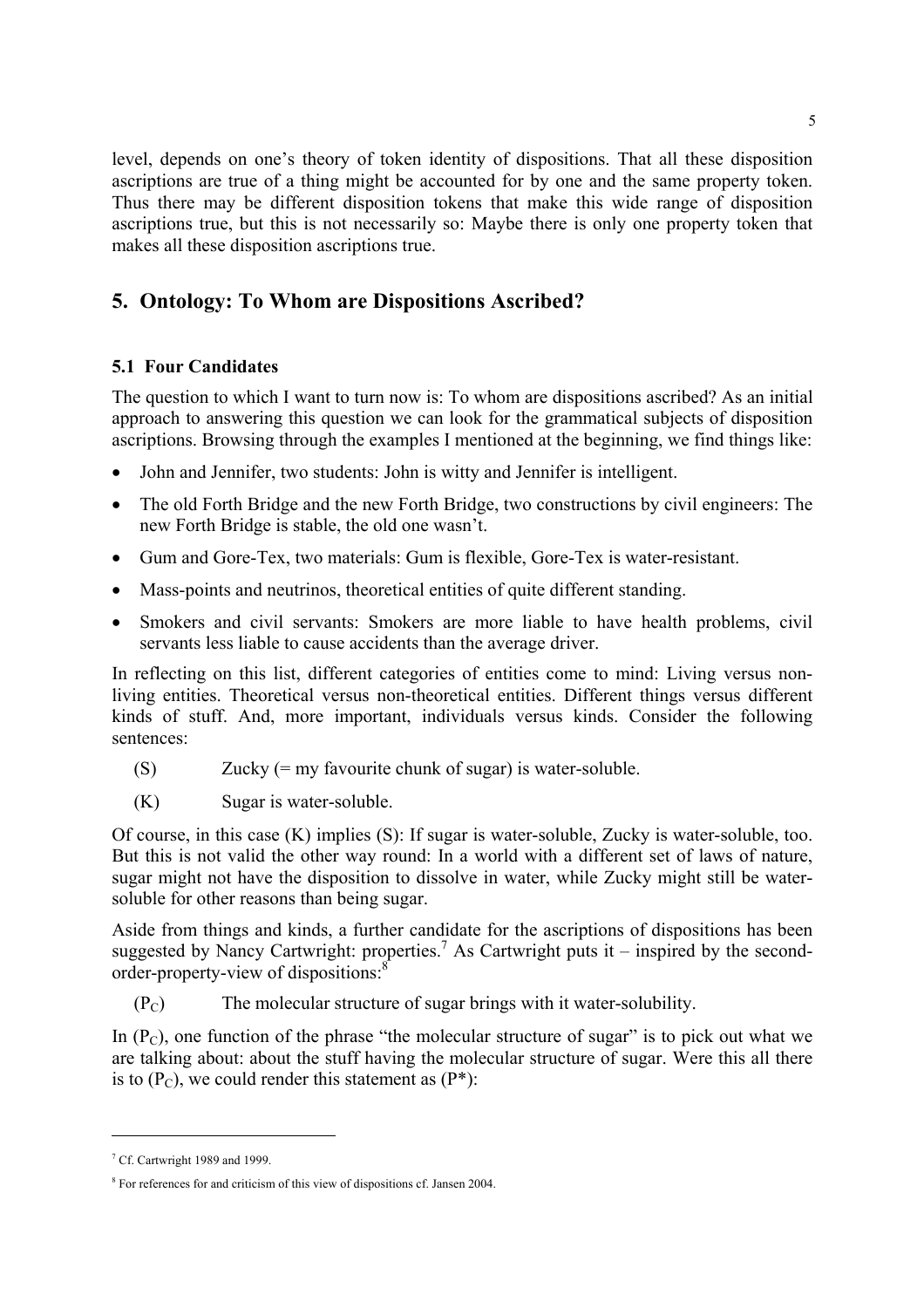level, depends on one's theory of token identity of dispositions. That all these disposition ascriptions are true of a thing might be accounted for by one and the same property token. Thus there may be different disposition tokens that make this wide range of disposition ascriptions true, but this is not necessarily so: Maybe there is only one property token that makes all these disposition ascriptions true.

## 5. Ontology: To Whom are Dispositions Ascribed?

### 5.1 Four Candidates

The question to which I want to turn now is: To whom are dispositions ascribed? As an initial approach to answering this question we can look for the grammatical subjects of disposition ascriptions. Browsing through the examples I mentioned at the beginning, we find things like:

- John and Jennifer, two students: John is witty and Jennifer is intelligent.
- The old Forth Bridge and the new Forth Bridge, two constructions by civil engineers: The new Forth Bridge is stable, the old one wasn't.
- Gum and Gore-Tex, two materials: Gum is flexible, Gore-Tex is water-resistant.
- Mass-points and neutrinos, theoretical entities of quite different standing.
- Smokers and civil servants: Smokers are more liable to have health problems, civil servants less liable to cause accidents than the average driver.

In reflecting on this list, different categories of entities come to mind: Living versus non-living entities. Theoretical versus non-theoretical entities. Different things versus different kinds of stuff. And, more important, individuals versus kinds. Consider the following sentences:

(S) Zucky (= my favourite chunk of sugar) is water-soluble.

(K) Sugar is water-soluble.

Of course, in this case (K) implies (S): If sugar is water-soluble, Zucky is water-soluble, too. But this is not valid the other way round: In a world with a different set of laws of nature, sugar might not have the disposition to dissolve in water, while Zucky might still be water-soluble for other reasons than being sugar.

Aside from things and kinds, a further candidate for the ascriptions of dispositions has been suggested by Nancy Cartwright: properties.[7] As Cartwright puts it – inspired by the second-order-property-view of dispositions:[8]

($P_C$) The molecular structure of sugar brings with it water-solubility.

In ($P_C$), one function of the phrase "the molecular structure of sugar" is to pick out what we are talking about: about the stuff having the molecular structure of sugar. Were this all there is to ($P_C$), we could render this statement as (P*):

---

[7] Cf. Cartwright 1989 and 1999.

[8] For references for and criticism of this view of dispositions cf. Jansen 2004.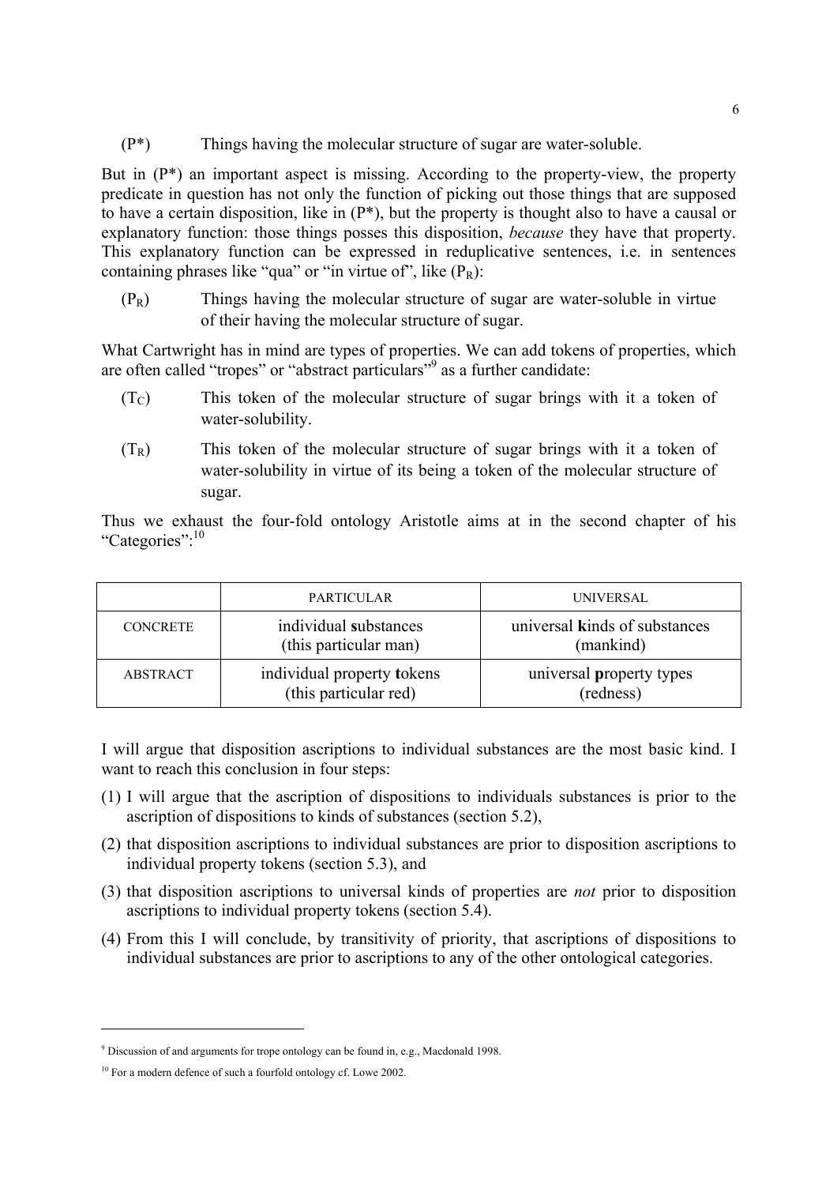(P*) Things having the molecular structure of sugar are water-soluble.

But in (P*) an important aspect is missing. According to the property-view, the property predicate in question has not only the function of picking out those things that are supposed to have a certain disposition, like in (P*), but the property is thought also to have a causal or explanatory function: those things posses this disposition, *because* they have that property. This explanatory function can be expressed in reduplicative sentences, i.e. in sentences containing phrases like "qua" or "in virtue of", like ($P_R$):

($P_R$) Things having the molecular structure of sugar are water-soluble in virtue of their having the molecular structure of sugar.

What Cartwright has in mind are types of properties. We can add tokens of properties, which are often called "tropes" or "abstract particulars"[9] as a further candidate:

($T_C$) This token of the molecular structure of sugar brings with it a token of water-solubility.

($T_R$) This token of the molecular structure of sugar brings with it a token of water-solubility in virtue of its being a token of the molecular structure of sugar.

Thus we exhaust the four-fold ontology Aristotle aims at in the second chapter of his "Categories":[10]

| | PARTICULAR | UNIVERSAL |
|---|---|---|
| CONCRETE | individual **s**ubstances (this particular man) | universal **k**inds of substances (mankind) |
| ABSTRACT | individual property **t**okens (this particular red) | universal **p**roperty types (redness) |

I will argue that disposition ascriptions to individual substances are the most basic kind. I want to reach this conclusion in four steps:

(1) I will argue that the ascription of dispositions to individuals substances is prior to the ascription of dispositions to kinds of substances (section 5.2),

(2) that disposition ascriptions to individual substances are prior to disposition ascriptions to individual property tokens (section 5.3), and

(3) that disposition ascriptions to universal kinds of properties are *not* prior to disposition ascriptions to individual property tokens (section 5.4).

(4) From this I will conclude, by transitivity of priority, that ascriptions of dispositions to individual substances are prior to ascriptions to any of the other ontological categories.

---

[9] Discussion of and arguments for trope ontology can be found in, e.g., Macdonald 1998.

[10] For a modern defence of such a fourfold ontology cf. Lowe 2002.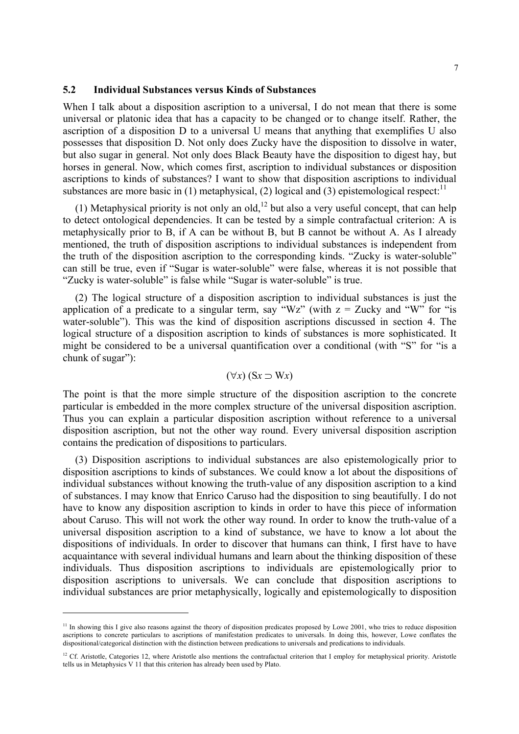## 5.2 Individual Substances versus Kinds of Substances

When I talk about a disposition ascription to a universal, I do not mean that there is some universal or platonic idea that has a capacity to be changed or to change itself. Rather, the ascription of a disposition D to a universal U means that anything that exemplifies U also possesses that disposition D. Not only does Zucky have the disposition to dissolve in water, but also sugar in general. Not only does Black Beauty have the disposition to digest hay, but horses in general. Now, which comes first, ascription to individual substances or disposition ascriptions to kinds of substances? I want to show that disposition ascriptions to individual substances are more basic in (1) metaphysical, (2) logical and (3) epistemological respect:[11]

(1) Metaphysical priority is not only an old,[12] but also a very useful concept, that can help to detect ontological dependencies. It can be tested by a simple contrafactual criterion: A is metaphysically prior to B, if A can be without B, but B cannot be without A. As I already mentioned, the truth of disposition ascriptions to individual substances is independent from the truth of the disposition ascription to the corresponding kinds. "Zucky is water-soluble" can still be true, even if "Sugar is water-soluble" were false, whereas it is not possible that "Zucky is water-soluble" is false while "Sugar is water-soluble" is true.

(2) The logical structure of a disposition ascription to individual substances is just the application of a predicate to a singular term, say "Wz" (with z = Zucky and "W" for "is water-soluble"). This was the kind of disposition ascriptions discussed in section 4. The logical structure of a disposition ascription to kinds of substances is more sophisticated. It might be considered to be a universal quantification over a conditional (with "S" for "is a chunk of sugar"):

$$(\forall x)\,(\mathrm{S}x \supset \mathrm{W}x)$$

The point is that the more simple structure of the disposition ascription to the concrete particular is embedded in the more complex structure of the universal disposition ascription. Thus you can explain a particular disposition ascription without reference to a universal disposition ascription, but not the other way round. Every universal disposition ascription contains the predication of dispositions to particulars.

(3) Disposition ascriptions to individual substances are also epistemologically prior to disposition ascriptions to kinds of substances. We could know a lot about the dispositions of individual substances without knowing the truth-value of any disposition ascription to a kind of substances. I may know that Enrico Caruso had the disposition to sing beautifully. I do not have to know any disposition ascription to kinds in order to have this piece of information about Caruso. This will not work the other way round. In order to know the truth-value of a universal disposition ascription to a kind of substance, we have to know a lot about the dispositions of individuals. In order to discover that humans can think, I first have to have acquaintance with several individual humans and learn about the thinking disposition of these individuals. Thus disposition ascriptions to individuals are epistemologically prior to disposition ascriptions to universals. We can conclude that disposition ascriptions to individual substances are prior metaphysically, logically and epistemologically to disposition

---

[11] In showing this I give also reasons against the theory of disposition predicates proposed by Lowe 2001, who tries to reduce disposition ascriptions to concrete particulars to ascriptions of manifestation predicates to universals. In doing this, however, Lowe conflates the dispositional/categorical distinction with the distinction between predications to universals and predications to individuals.

[12] Cf. Aristotle, Categories 12, where Aristotle also mentions the contrafactual criterion that I employ for metaphysical priority. Aristotle tells us in Metaphysics V 11 that this criterion has already been used by Plato.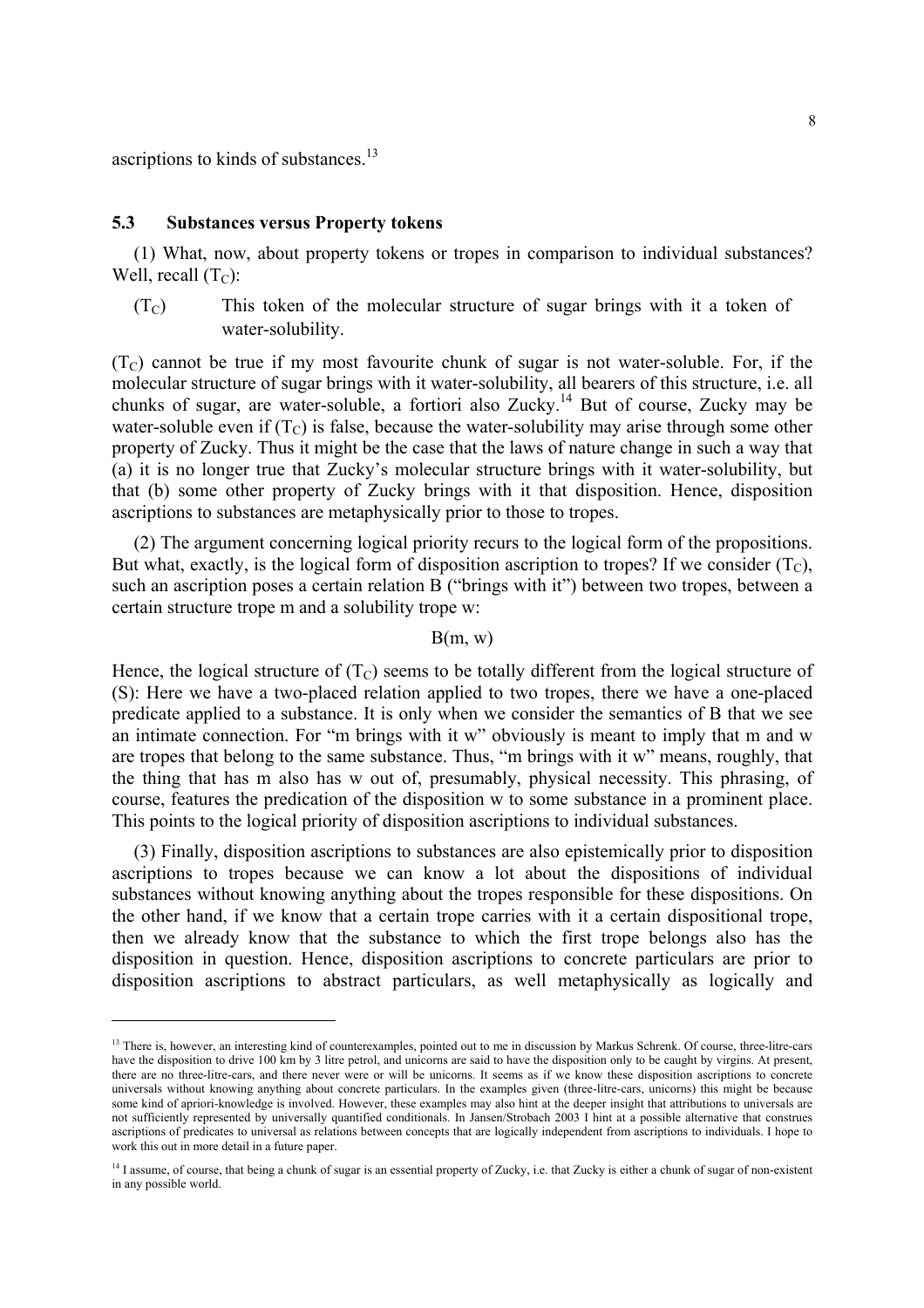ascriptions to kinds of substances.[13]

### 5.3 Substances versus Property tokens

(1) What, now, about property tokens or tropes in comparison to individual substances? Well, recall ($T_C$):

($T_C$) This token of the molecular structure of sugar brings with it a token of water-solubility.

($T_C$) cannot be true if my most favourite chunk of sugar is not water-soluble. For, if the molecular structure of sugar brings with it water-solubility, all bearers of this structure, i.e. all chunks of sugar, are water-soluble, a fortiori also Zucky.[14] But of course, Zucky may be water-soluble even if ($T_C$) is false, because the water-solubility may arise through some other property of Zucky. Thus it might be the case that the laws of nature change in such a way that (a) it is no longer true that Zucky's molecular structure brings with it water-solubility, but that (b) some other property of Zucky brings with it that disposition. Hence, disposition ascriptions to substances are metaphysically prior to those to tropes.

(2) The argument concerning logical priority recurs to the logical form of the propositions. But what, exactly, is the logical form of disposition ascription to tropes? If we consider ($T_C$), such an ascription poses a certain relation B ("brings with it") between two tropes, between a certain structure trope m and a solubility trope w:

$$B(m, w)$$

Hence, the logical structure of ($T_C$) seems to be totally different from the logical structure of (S): Here we have a two-placed relation applied to two tropes, there we have a one-placed predicate applied to a substance. It is only when we consider the semantics of B that we see an intimate connection. For "m brings with it w" obviously is meant to imply that m and w are tropes that belong to the same substance. Thus, "m brings with it w" means, roughly, that the thing that has m also has w out of, presumably, physical necessity. This phrasing, of course, features the predication of the disposition w to some substance in a prominent place. This points to the logical priority of disposition ascriptions to individual substances.

(3) Finally, disposition ascriptions to substances are also epistemically prior to disposition ascriptions to tropes because we can know a lot about the dispositions of individual substances without knowing anything about the tropes responsible for these dispositions. On the other hand, if we know that a certain trope carries with it a certain dispositional trope, then we already know that the substance to which the first trope belongs also has the disposition in question. Hence, disposition ascriptions to concrete particulars are prior to disposition ascriptions to abstract particulars, as well metaphysically as logically and

---

[13] There is, however, an interesting kind of counterexamples, pointed out to me in discussion by Markus Schrenk. Of course, three-litre-cars have the disposition to drive 100 km by 3 litre petrol, and unicorns are said to have the disposition only to be caught by virgins. At present, there are no three-litre-cars, and there never were or will be unicorns. It seems as if we know these disposition ascriptions to concrete universals without knowing anything about concrete particulars. In the examples given (three-litre-cars, unicorns) this might be because some kind of apriori-knowledge is involved. However, these examples may also hint at the deeper insight that attributions to universals are not sufficiently represented by universally quantified conditionals. In Jansen/Strobach 2003 I hint at a possible alternative that construes ascriptions of predicates to universal as relations between concepts that are logically independent from ascriptions to individuals. I hope to work this out in more detail in a future paper.

[14] I assume, of course, that being a chunk of sugar is an essential property of Zucky, i.e. that Zucky is either a chunk of sugar of non-existent in any possible world.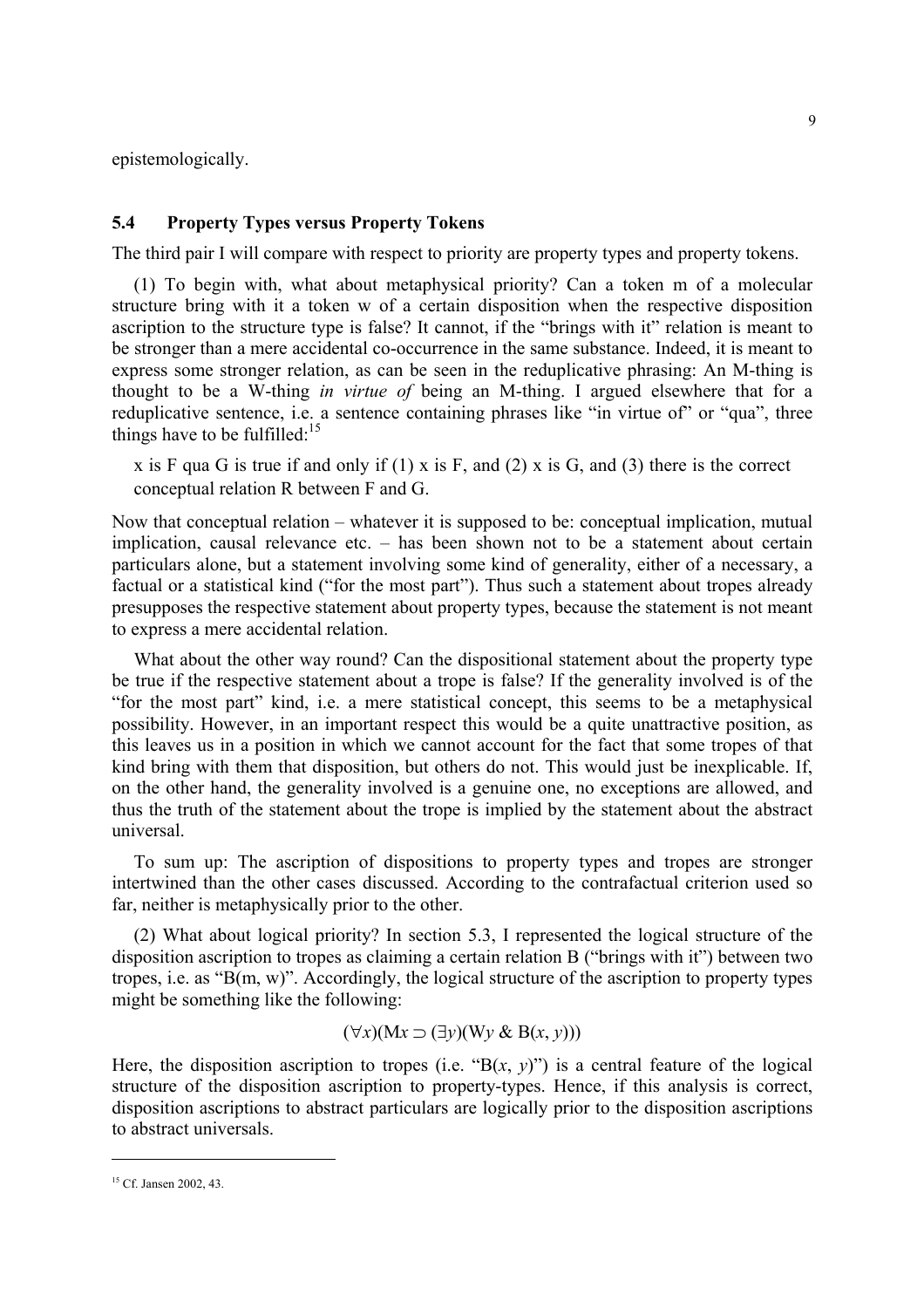epistemologically.

### 5.4 Property Types versus Property Tokens

The third pair I will compare with respect to priority are property types and property tokens.

(1) To begin with, what about metaphysical priority? Can a token m of a molecular structure bring with it a token w of a certain disposition when the respective disposition ascription to the structure type is false? It cannot, if the "brings with it" relation is meant to be stronger than a mere accidental co-occurrence in the same substance. Indeed, it is meant to express some stronger relation, as can be seen in the reduplicative phrasing: An M-thing is thought to be a W-thing *in virtue of* being an M-thing. I argued elsewhere that for a reduplicative sentence, i.e. a sentence containing phrases like "in virtue of" or "qua", three things have to be fulfilled:[15]

> x is F qua G is true if and only if (1) x is F, and (2) x is G, and (3) there is the correct conceptual relation R between F and G.

Now that conceptual relation – whatever it is supposed to be: conceptual implication, mutual implication, causal relevance etc. – has been shown not to be a statement about certain particulars alone, but a statement involving some kind of generality, either of a necessary, a factual or a statistical kind ("for the most part"). Thus such a statement about tropes already presupposes the respective statement about property types, because the statement is not meant to express a mere accidental relation.

What about the other way round? Can the dispositional statement about the property type be true if the respective statement about a trope is false? If the generality involved is of the "for the most part" kind, i.e. a mere statistical concept, this seems to be a metaphysical possibility. However, in an important respect this would be a quite unattractive position, as this leaves us in a position in which we cannot account for the fact that some tropes of that kind bring with them that disposition, but others do not. This would just be inexplicable. If, on the other hand, the generality involved is a genuine one, no exceptions are allowed, and thus the truth of the statement about the trope is implied by the statement about the abstract universal.

To sum up: The ascription of dispositions to property types and tropes are stronger intertwined than the other cases discussed. According to the contrafactual criterion used so far, neither is metaphysically prior to the other.

(2) What about logical priority? In section 5.3, I represented the logical structure of the disposition ascription to tropes as claiming a certain relation B ("brings with it") between two tropes, i.e. as "B(m, w)". Accordingly, the logical structure of the ascription to property types might be something like the following:

$$(\forall x)(\mathrm{M}x \supset (\exists y)(\mathrm{W}y \;\&\; \mathrm{B}(x, y)))$$

Here, the disposition ascription to tropes (i.e. "$\mathrm{B}(x, y)$") is a central feature of the logical structure of the disposition ascription to property-types. Hence, if this analysis is correct, disposition ascriptions to abstract particulars are logically prior to the disposition ascriptions to abstract universals.

---

[15] Cf. Jansen 2002, 43.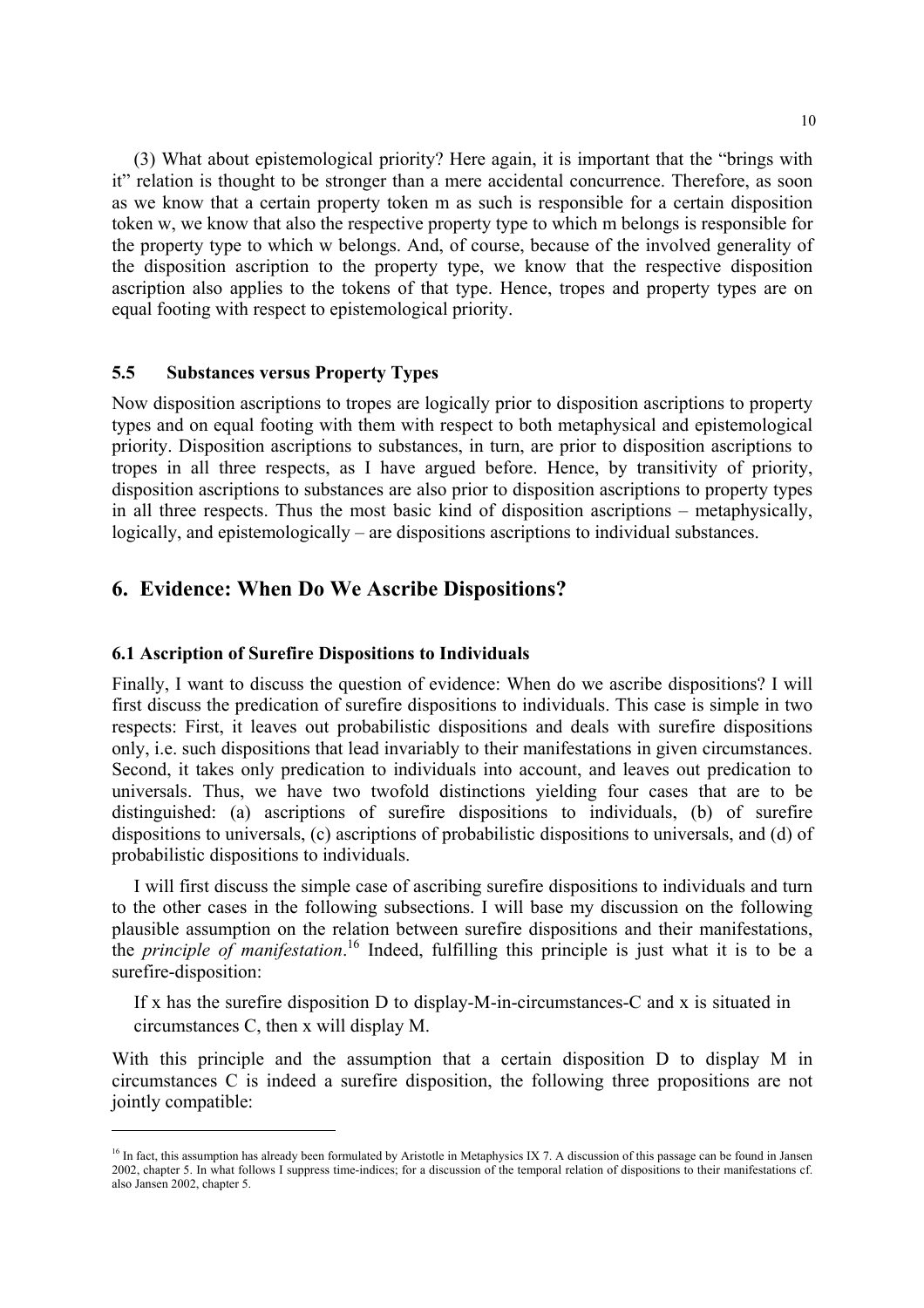(3) What about epistemological priority? Here again, it is important that the "brings with it" relation is thought to be stronger than a mere accidental concurrence. Therefore, as soon as we know that a certain property token m as such is responsible for a certain disposition token w, we know that also the respective property type to which m belongs is responsible for the property type to which w belongs. And, of course, because of the involved generality of the disposition ascription to the property type, we know that the respective disposition ascription also applies to the tokens of that type. Hence, tropes and property types are on equal footing with respect to epistemological priority.

### 5.5 Substances versus Property Types

Now disposition ascriptions to tropes are logically prior to disposition ascriptions to property types and on equal footing with them with respect to both metaphysical and epistemological priority. Disposition ascriptions to substances, in turn, are prior to disposition ascriptions to tropes in all three respects, as I have argued before. Hence, by transitivity of priority, disposition ascriptions to substances are also prior to disposition ascriptions to property types in all three respects. Thus the most basic kind of disposition ascriptions – metaphysically, logically, and epistemologically – are dispositions ascriptions to individual substances.

## 6. Evidence: When Do We Ascribe Dispositions?

### 6.1 Ascription of Surefire Dispositions to Individuals

Finally, I want to discuss the question of evidence: When do we ascribe dispositions? I will first discuss the predication of surefire dispositions to individuals. This case is simple in two respects: First, it leaves out probabilistic dispositions and deals with surefire dispositions only, i.e. such dispositions that lead invariably to their manifestations in given circumstances. Second, it takes only predication to individuals into account, and leaves out predication to universals. Thus, we have two twofold distinctions yielding four cases that are to be distinguished: (a) ascriptions of surefire dispositions to individuals, (b) of surefire dispositions to universals, (c) ascriptions of probabilistic dispositions to universals, and (d) of probabilistic dispositions to individuals.

I will first discuss the simple case of ascribing surefire dispositions to individuals and turn to the other cases in the following subsections. I will base my discussion on the following plausible assumption on the relation between surefire dispositions and their manifestations, the *principle of manifestation*.[16] Indeed, fulfilling this principle is just what it is to be a surefire-disposition:

> If x has the surefire disposition D to display-M-in-circumstances-C and x is situated in circumstances C, then x will display M.

With this principle and the assumption that a certain disposition D to display M in circumstances C is indeed a surefire disposition, the following three propositions are not jointly compatible:

---

[16] In fact, this assumption has already been formulated by Aristotle in Metaphysics IX 7. A discussion of this passage can be found in Jansen 2002, chapter 5. In what follows I suppress time-indices; for a discussion of the temporal relation of dispositions to their manifestations cf. also Jansen 2002, chapter 5.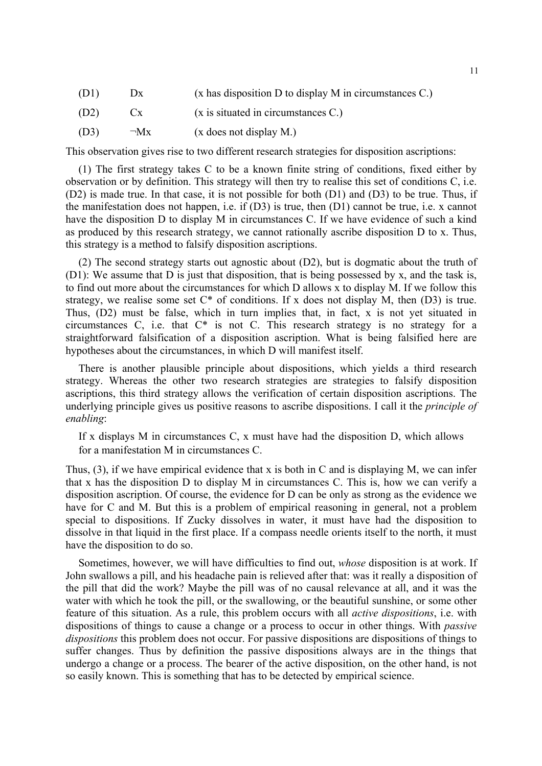(D1) Dx (x has disposition D to display M in circumstances C.)

(D2) Cx (x is situated in circumstances C.)

(D3) ¬Mx (x does not display M.)

This observation gives rise to two different research strategies for disposition ascriptions:

(1) The first strategy takes C to be a known finite string of conditions, fixed either by observation or by definition. This strategy will then try to realise this set of conditions C, i.e. (D2) is made true. In that case, it is not possible for both (D1) and (D3) to be true. Thus, if the manifestation does not happen, i.e. if (D3) is true, then (D1) cannot be true, i.e. x cannot have the disposition D to display M in circumstances C. If we have evidence of such a kind as produced by this research strategy, we cannot rationally ascribe disposition D to x. Thus, this strategy is a method to falsify disposition ascriptions.

(2) The second strategy starts out agnostic about (D2), but is dogmatic about the truth of (D1): We assume that D is just that disposition, that is being possessed by x, and the task is, to find out more about the circumstances for which D allows x to display M. If we follow this strategy, we realise some set C* of conditions. If x does not display M, then (D3) is true. Thus, (D2) must be false, which in turn implies that, in fact, x is not yet situated in circumstances C, i.e. that C* is not C. This research strategy is no strategy for a straightforward falsification of a disposition ascription. What is being falsified here are hypotheses about the circumstances, in which D will manifest itself.

There is another plausible principle about dispositions, which yields a third research strategy. Whereas the other two research strategies are strategies to falsify disposition ascriptions, this third strategy allows the verification of certain disposition ascriptions. The underlying principle gives us positive reasons to ascribe dispositions. I call it the *principle of enabling*:

> If x displays M in circumstances C, x must have had the disposition D, which allows for a manifestation M in circumstances C.

Thus, (3), if we have empirical evidence that x is both in C and is displaying M, we can infer that x has the disposition D to display M in circumstances C. This is, how we can verify a disposition ascription. Of course, the evidence for D can be only as strong as the evidence we have for C and M. But this is a problem of empirical reasoning in general, not a problem special to dispositions. If Zucky dissolves in water, it must have had the disposition to dissolve in that liquid in the first place. If a compass needle orients itself to the north, it must have the disposition to do so.

Sometimes, however, we will have difficulties to find out, *whose* disposition is at work. If John swallows a pill, and his headache pain is relieved after that: was it really a disposition of the pill that did the work? Maybe the pill was of no causal relevance at all, and it was the water with which he took the pill, or the swallowing, or the beautiful sunshine, or some other feature of this situation. As a rule, this problem occurs with all *active dispositions*, i.e. with dispositions of things to cause a change or a process to occur in other things. With *passive dispositions* this problem does not occur. For passive dispositions are dispositions of things to suffer changes. Thus by definition the passive dispositions always are in the things that undergo a change or a process. The bearer of the active disposition, on the other hand, is not so easily known. This is something that has to be detected by empirical science.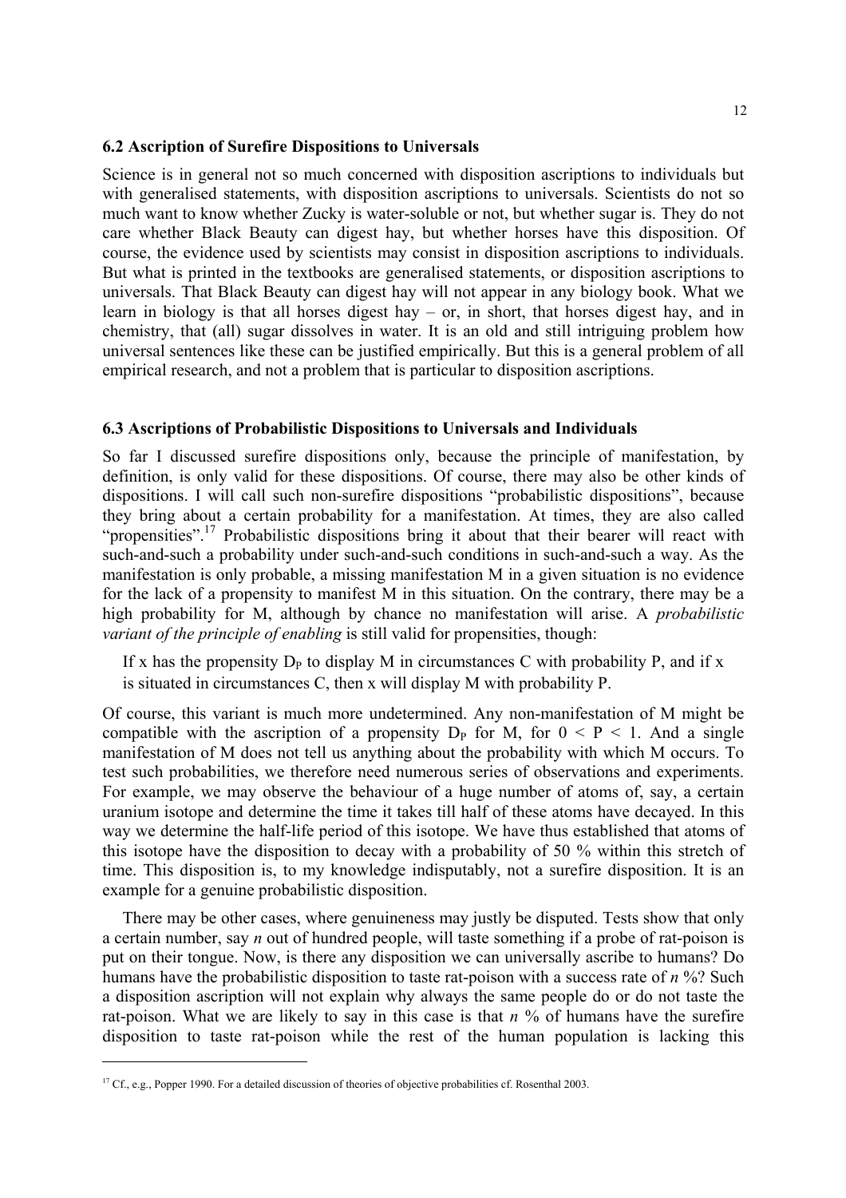### 6.2 Ascription of Surefire Dispositions to Universals

Science is in general not so much concerned with disposition ascriptions to individuals but with generalised statements, with disposition ascriptions to universals. Scientists do not so much want to know whether Zucky is water-soluble or not, but whether sugar is. They do not care whether Black Beauty can digest hay, but whether horses have this disposition. Of course, the evidence used by scientists may consist in disposition ascriptions to individuals. But what is printed in the textbooks are generalised statements, or disposition ascriptions to universals. That Black Beauty can digest hay will not appear in any biology book. What we learn in biology is that all horses digest hay – or, in short, that horses digest hay, and in chemistry, that (all) sugar dissolves in water. It is an old and still intriguing problem how universal sentences like these can be justified empirically. But this is a general problem of all empirical research, and not a problem that is particular to disposition ascriptions.

### 6.3 Ascriptions of Probabilistic Dispositions to Universals and Individuals

So far I discussed surefire dispositions only, because the principle of manifestation, by definition, is only valid for these dispositions. Of course, there may also be other kinds of dispositions. I will call such non-surefire dispositions "probabilistic dispositions", because they bring about a certain probability for a manifestation. At times, they are also called "propensities".[17] Probabilistic dispositions bring it about that their bearer will react with such-and-such a probability under such-and-such conditions in such-and-such a way. As the manifestation is only probable, a missing manifestation M in a given situation is no evidence for the lack of a propensity to manifest M in this situation. On the contrary, there may be a high probability for M, although by chance no manifestation will arise. A *probabilistic variant of the principle of enabling* is still valid for propensities, though:

> If x has the propensity $D_P$ to display M in circumstances C with probability P, and if x is situated in circumstances C, then x will display M with probability P.

Of course, this variant is much more undetermined. Any non-manifestation of M might be compatible with the ascription of a propensity $D_P$ for M, for $0 < P < 1$. And a single manifestation of M does not tell us anything about the probability with which M occurs. To test such probabilities, we therefore need numerous series of observations and experiments. For example, we may observe the behaviour of a huge number of atoms of, say, a certain uranium isotope and determine the time it takes till half of these atoms have decayed. In this way we determine the half-life period of this isotope. We have thus established that atoms of this isotope have the disposition to decay with a probability of 50 % within this stretch of time. This disposition is, to my knowledge indisputably, not a surefire disposition. It is an example for a genuine probabilistic disposition.

There may be other cases, where genuineness may justly be disputed. Tests show that only a certain number, say *n* out of hundred people, will taste something if a probe of rat-poison is put on their tongue. Now, is there any disposition we can universally ascribe to humans? Do humans have the probabilistic disposition to taste rat-poison with a success rate of *n* %? Such a disposition ascription will not explain why always the same people do or do not taste the rat-poison. What we are likely to say in this case is that *n* % of humans have the surefire disposition to taste rat-poison while the rest of the human population is lacking this

[17] Cf., e.g., Popper 1990. For a detailed discussion of theories of objective probabilities cf. Rosenthal 2003.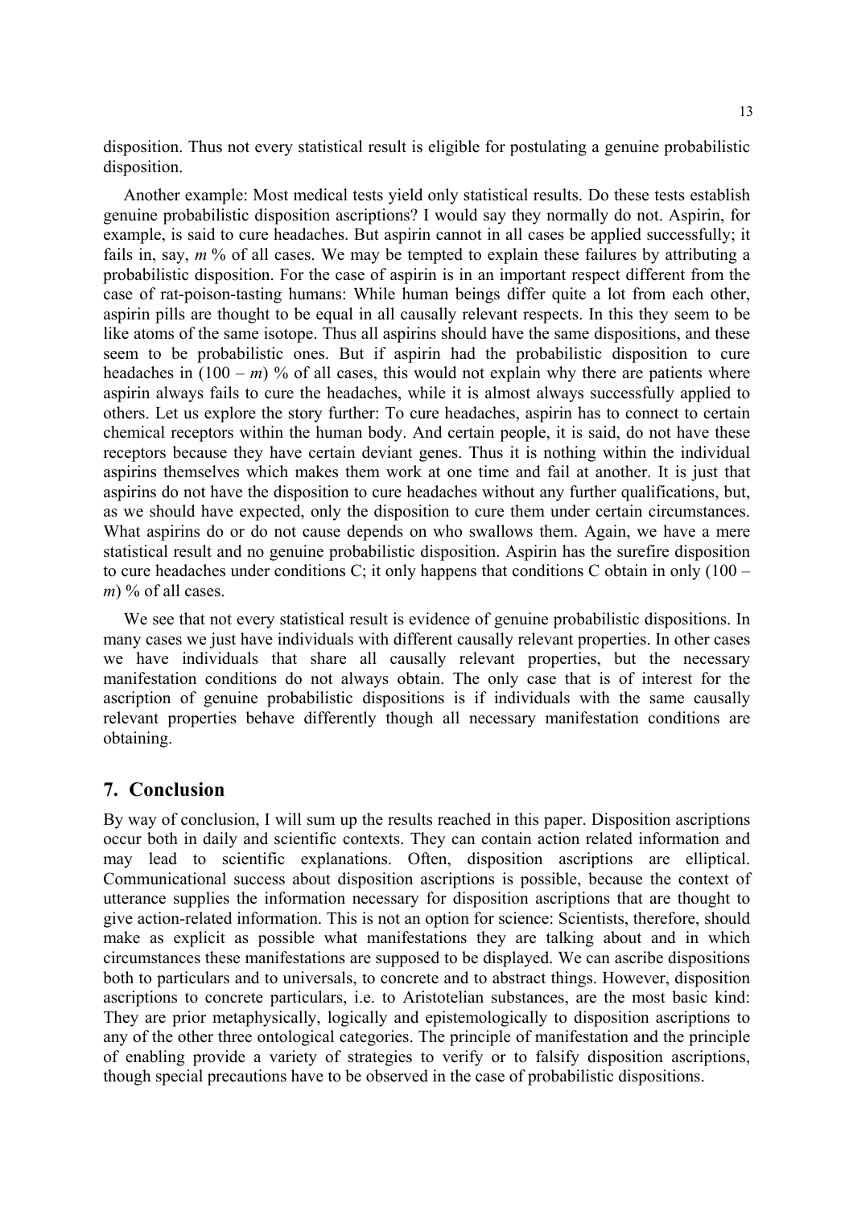disposition. Thus not every statistical result is eligible for postulating a genuine probabilistic disposition.

Another example: Most medical tests yield only statistical results. Do these tests establish genuine probabilistic disposition ascriptions? I would say they normally do not. Aspirin, for example, is said to cure headaches. But aspirin cannot in all cases be applied successfully; it fails in, say, $m$ % of all cases. We may be tempted to explain these failures by attributing a probabilistic disposition. For the case of aspirin is in an important respect different from the case of rat-poison-tasting humans: While human beings differ quite a lot from each other, aspirin pills are thought to be equal in all causally relevant respects. In this they seem to be like atoms of the same isotope. Thus all aspirins should have the same dispositions, and these seem to be probabilistic ones. But if aspirin had the probabilistic disposition to cure headaches in $(100 - m)$ % of all cases, this would not explain why there are patients where aspirin always fails to cure the headaches, while it is almost always successfully applied to others. Let us explore the story further: To cure headaches, aspirin has to connect to certain chemical receptors within the human body. And certain people, it is said, do not have these receptors because they have certain deviant genes. Thus it is nothing within the individual aspirins themselves which makes them work at one time and fail at another. It is just that aspirins do not have the disposition to cure headaches without any further qualifications, but, as we should have expected, only the disposition to cure them under certain circumstances. What aspirins do or do not cause depends on who swallows them. Again, we have a mere statistical result and no genuine probabilistic disposition. Aspirin has the surefire disposition to cure headaches under conditions C; it only happens that conditions C obtain in only $(100 - m)$ % of all cases.

We see that not every statistical result is evidence of genuine probabilistic dispositions. In many cases we just have individuals with different causally relevant properties. In other cases we have individuals that share all causally relevant properties, but the necessary manifestation conditions do not always obtain. The only case that is of interest for the ascription of genuine probabilistic dispositions is if individuals with the same causally relevant properties behave differently though all necessary manifestation conditions are obtaining.

## 7. Conclusion

By way of conclusion, I will sum up the results reached in this paper. Disposition ascriptions occur both in daily and scientific contexts. They can contain action related information and may lead to scientific explanations. Often, disposition ascriptions are elliptical. Communicational success about disposition ascriptions is possible, because the context of utterance supplies the information necessary for disposition ascriptions that are thought to give action-related information. This is not an option for science: Scientists, therefore, should make as explicit as possible what manifestations they are talking about and in which circumstances these manifestations are supposed to be displayed. We can ascribe dispositions both to particulars and to universals, to concrete and to abstract things. However, disposition ascriptions to concrete particulars, i.e. to Aristotelian substances, are the most basic kind: They are prior metaphysically, logically and epistemologically to disposition ascriptions to any of the other three ontological categories. The principle of manifestation and the principle of enabling provide a variety of strategies to verify or to falsify disposition ascriptions, though special precautions have to be observed in the case of probabilistic dispositions.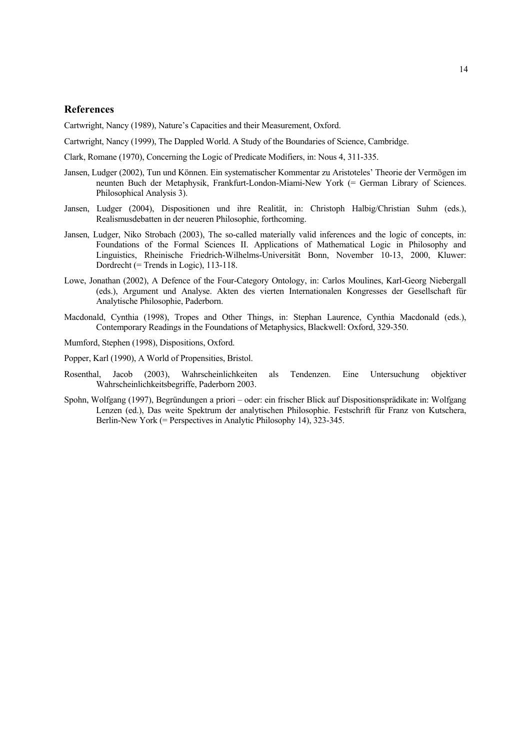## References

Cartwright, Nancy (1989), Nature's Capacities and their Measurement, Oxford.

Cartwright, Nancy (1999), The Dappled World. A Study of the Boundaries of Science, Cambridge.

Clark, Romane (1970), Concerning the Logic of Predicate Modifiers, in: Nous 4, 311-335.

Jansen, Ludger (2002), Tun und Können. Ein systematischer Kommentar zu Aristoteles' Theorie der Vermögen im neunten Buch der Metaphysik, Frankfurt-London-Miami-New York (= German Library of Sciences. Philosophical Analysis 3).

Jansen, Ludger (2004), Dispositionen und ihre Realität, in: Christoph Halbig/Christian Suhm (eds.), Realismusdebatten in der neueren Philosophie, forthcoming.

Jansen, Ludger, Niko Strobach (2003), The so-called materially valid inferences and the logic of concepts, in: Foundations of the Formal Sciences II. Applications of Mathematical Logic in Philosophy and Linguistics, Rheinische Friedrich-Wilhelms-Universität Bonn, November 10-13, 2000, Kluwer: Dordrecht (= Trends in Logic), 113-118.

Lowe, Jonathan (2002), A Defence of the Four-Category Ontology, in: Carlos Moulines, Karl-Georg Niebergall (eds.), Argument und Analyse. Akten des vierten Internationalen Kongresses der Gesellschaft für Analytische Philosophie, Paderborn.

Macdonald, Cynthia (1998), Tropes and Other Things, in: Stephan Laurence, Cynthia Macdonald (eds.), Contemporary Readings in the Foundations of Metaphysics, Blackwell: Oxford, 329-350.

Mumford, Stephen (1998), Dispositions, Oxford.

Popper, Karl (1990), A World of Propensities, Bristol.

Rosenthal, Jacob (2003), Wahrscheinlichkeiten als Tendenzen. Eine Untersuchung objektiver Wahrscheinlichkeitsbegriffe, Paderborn 2003.

Spohn, Wolfgang (1997), Begründungen a priori – oder: ein frischer Blick auf Dispositionsprädikate in: Wolfgang Lenzen (ed.), Das weite Spektrum der analytischen Philosophie. Festschrift für Franz von Kutschera, Berlin-New York (= Perspectives in Analytic Philosophy 14), 323-345.